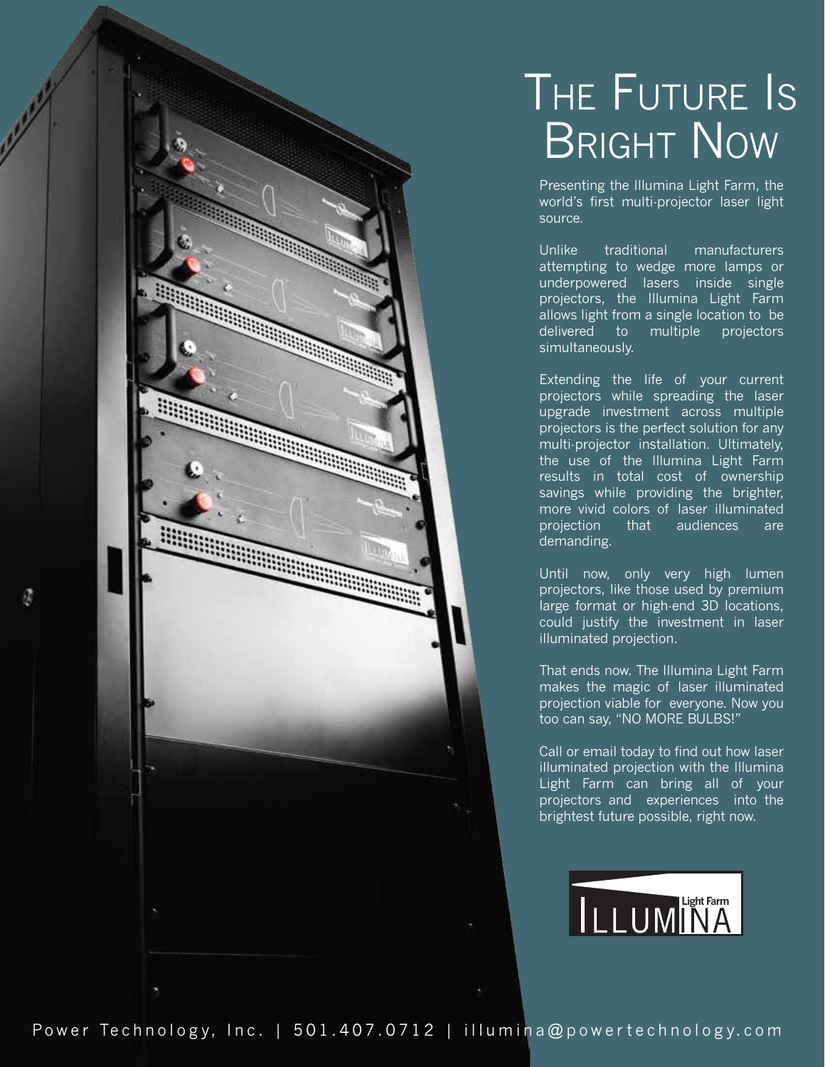# The Future Is Bright Now

Presenting the Illumina Light Farm, the world's first multi-projector laser light source.

Unlike traditional manufacturers attempting to wedge more lamps or underpowered lasers inside single projectors, the Illumina Light Farm allows light from a single location to be delivered to multiple projectors simultaneously.

Extending the life of your current projectors while spreading the laser upgrade investment across multiple projectors is the perfect solution for any multi-projector installation. Ultimately, the use of the Illumina Light Farm results in total cost of ownership savings while providing the brighter, more vivid colors of laser illuminated projection that audiences are demanding.

Until now, only very high lumen projectors, like those used by premium large format or high-end 3D locations, could justify the investment in laser illuminated projection.

That ends now. The Illumina Light Farm makes the magic of laser illuminated projection viable for everyone. Now you too can say, "NO MORE BULBS!"

Call or email today to find out how laser illuminated projection with the Illumina Light Farm can bring all of your projectors and experiences into the brightest future possible, right now.

Illumina Light Farm

Power Technology, Inc. | 501.407.0712 | illumina@powertechnology.com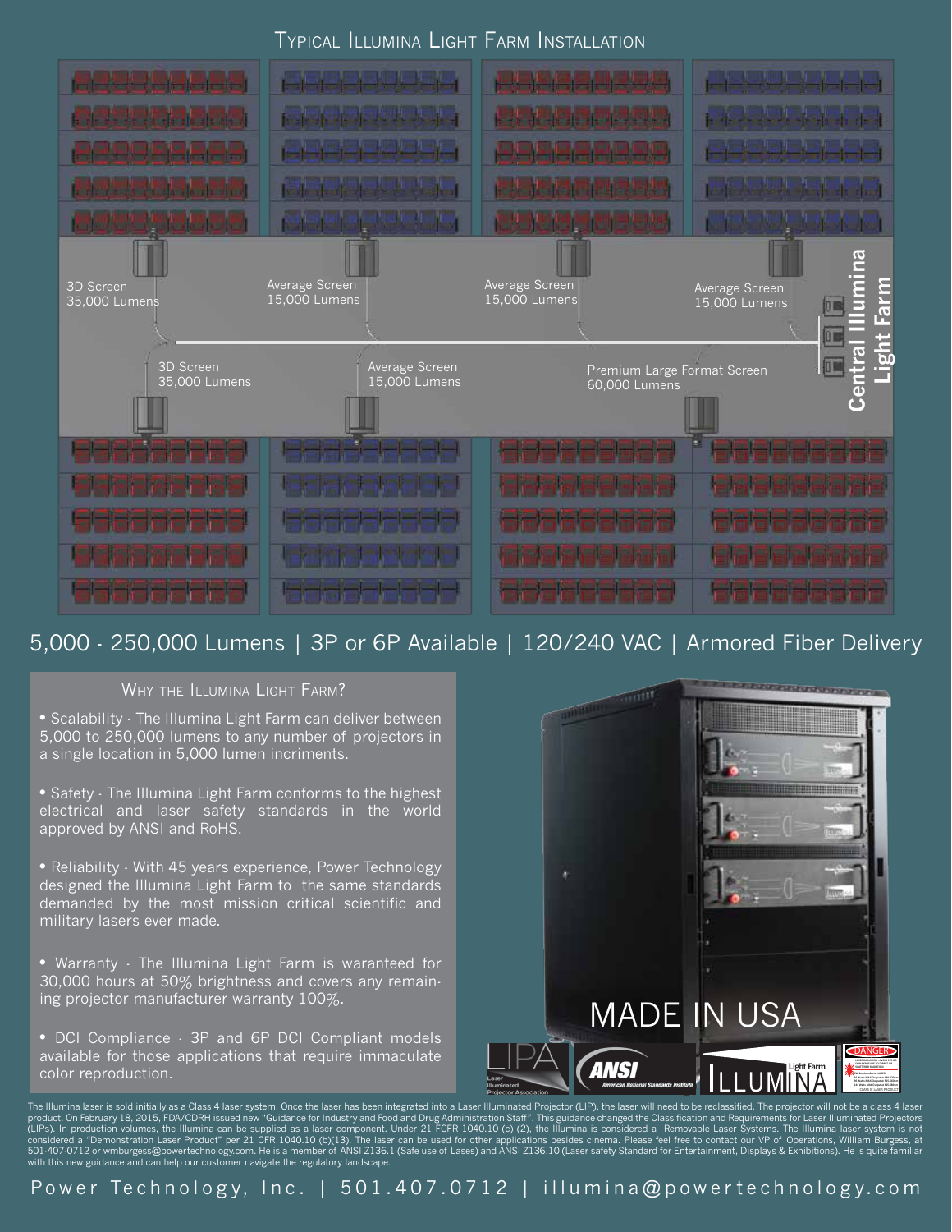## Typical Illumina Light Farm Installation

3D Screen
35,000 Lumens

Average Screen
15,000 Lumens

Average Screen
15,000 Lumens

Average Screen
15,000 Lumens

3D Screen
35,000 Lumens

Average Screen
15,000 Lumens

Premium Large Format Screen
60,000 Lumens

Central Illumina Light Farm

5,000 - 250,000 Lumens | 3P or 6P Available | 120/240 VAC | Armored Fiber Delivery

### Why the Illumina Light Farm?

- Scalability - The Illumina Light Farm can deliver between 5,000 to 250,000 lumens to any number of projectors in a single location in 5,000 lumen incriments.
- Safety - The Illumina Light Farm conforms to the highest electrical and laser safety standards in the world approved by ANSI and RoHS.
- Reliability - With 45 years experience, Power Technology designed the Illumina Light Farm to the same standards demanded by the most mission critical scientific and military lasers ever made.
- Warranty - The Illumina Light Farm is waranteed for 30,000 hours at 50% brightness and covers any remaining projector manufacturer warranty 100%.
- DCI Compliance - 3P and 6P DCI Compliant models available for those applications that require immaculate color reproduction.

MADE IN USA

LIPA Laser Illuminated Projector Association

ANSI American National Standards Institute

Illumina Light Farm

The Illumina laser is sold initially as a Class 4 laser system. Once the laser has been integrated into a Laser Illuminated Projector (LIP), the laser will need to be reclassified. The projector will not be a class 4 laser product. On February 18, 2015, FDA/CDRH issued new "Guidance for Industry and Food and Drug Administration Staff". This guidance changed the Classification and Requirements for Laser Illuminated Projectors (LIPs). In production volumes, the Illumina can be supplied as a laser component. Under 21 FCFR 1040.10 (c) (2), the Illumina is considered a Removable Laser Systems. The Illumina laser system is not considered a "Demonstration Laser Product" per 21 CFR 1040.10 (b)(13). The laser can be used for other applications besides cinema. Please feel free to contact our VP of Operations, William Burgess, at 501-407-0712 or wmburgess@powertechnology.com. He is a member of ANSI Z136.1 (Safe use of Lasers) and ANSI Z136.10 (Laser safety Standard for Entertainment, Displays & Exhibitions). He is quite familiar with this new guidance and can help our customer navigate the regulatory landscape.

Power Technology, Inc. | 501.407.0712 | illumina@powertechnology.com